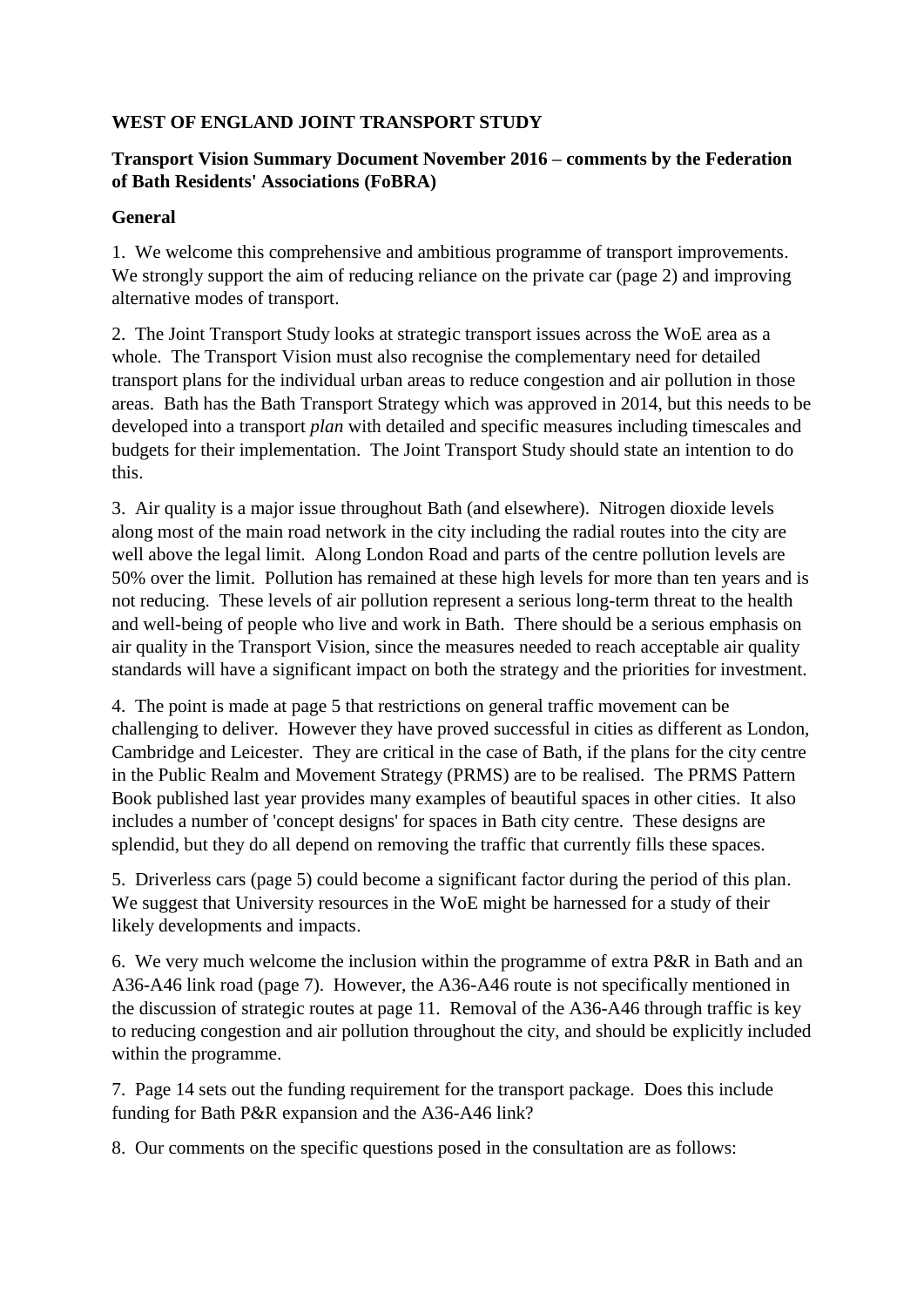**WEST OF ENGLAND JOINT TRANSPORT STUDY**

**Transport Vision Summary Document November 2016 – comments by the Federation of Bath Residents' Associations (FoBRA)**

**General**

1. We welcome this comprehensive and ambitious programme of transport improvements. We strongly support the aim of reducing reliance on the private car (page 2) and improving alternative modes of transport.

2. The Joint Transport Study looks at strategic transport issues across the WoE area as a whole. The Transport Vision must also recognise the complementary need for detailed transport plans for the individual urban areas to reduce congestion and air pollution in those areas. Bath has the Bath Transport Strategy which was approved in 2014, but this needs to be developed into a transport *plan* with detailed and specific measures including timescales and budgets for their implementation. The Joint Transport Study should state an intention to do this.

3. Air quality is a major issue throughout Bath (and elsewhere). Nitrogen dioxide levels along most of the main road network in the city including the radial routes into the city are well above the legal limit. Along London Road and parts of the centre pollution levels are 50% over the limit. Pollution has remained at these high levels for more than ten years and is not reducing. These levels of air pollution represent a serious long-term threat to the health and well-being of people who live and work in Bath. There should be a serious emphasis on air quality in the Transport Vision, since the measures needed to reach acceptable air quality standards will have a significant impact on both the strategy and the priorities for investment.

4. The point is made at page 5 that restrictions on general traffic movement can be challenging to deliver. However they have proved successful in cities as different as London, Cambridge and Leicester. They are critical in the case of Bath, if the plans for the city centre in the Public Realm and Movement Strategy (PRMS) are to be realised. The PRMS Pattern Book published last year provides many examples of beautiful spaces in other cities. It also includes a number of 'concept designs' for spaces in Bath city centre. These designs are splendid, but they do all depend on removing the traffic that currently fills these spaces.

5. Driverless cars (page 5) could become a significant factor during the period of this plan. We suggest that University resources in the WoE might be harnessed for a study of their likely developments and impacts.

6. We very much welcome the inclusion within the programme of extra P&R in Bath and an A36-A46 link road (page 7). However, the A36-A46 route is not specifically mentioned in the discussion of strategic routes at page 11. Removal of the A36-A46 through traffic is key to reducing congestion and air pollution throughout the city, and should be explicitly included within the programme.

7. Page 14 sets out the funding requirement for the transport package. Does this include funding for Bath P&R expansion and the A36-A46 link?

8. Our comments on the specific questions posed in the consultation are as follows: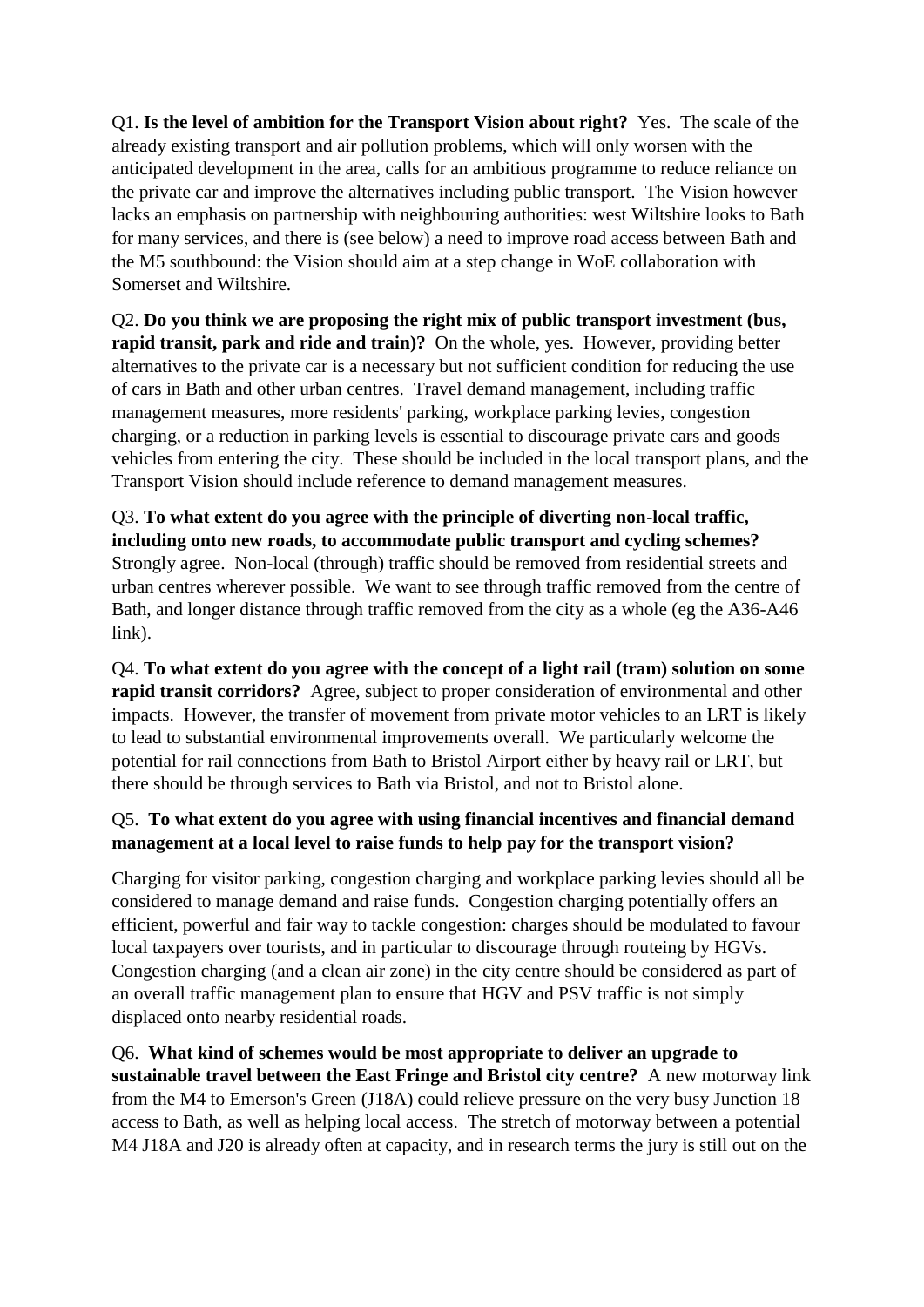Q1. **Is the level of ambition for the Transport Vision about right?** Yes. The scale of the already existing transport and air pollution problems, which will only worsen with the anticipated development in the area, calls for an ambitious programme to reduce reliance on the private car and improve the alternatives including public transport. The Vision however lacks an emphasis on partnership with neighbouring authorities: west Wiltshire looks to Bath for many services, and there is (see below) a need to improve road access between Bath and the M5 southbound: the Vision should aim at a step change in WoE collaboration with Somerset and Wiltshire.

Q2. **Do you think we are proposing the right mix of public transport investment (bus, rapid transit, park and ride and train)?** On the whole, yes. However, providing better alternatives to the private car is a necessary but not sufficient condition for reducing the use of cars in Bath and other urban centres. Travel demand management, including traffic management measures, more residents' parking, workplace parking levies, congestion charging, or a reduction in parking levels is essential to discourage private cars and goods vehicles from entering the city. These should be included in the local transport plans, and the Transport Vision should include reference to demand management measures.

Q3. **To what extent do you agree with the principle of diverting non-local traffic, including onto new roads, to accommodate public transport and cycling schemes?** Strongly agree. Non-local (through) traffic should be removed from residential streets and urban centres wherever possible. We want to see through traffic removed from the centre of Bath, and longer distance through traffic removed from the city as a whole (eg the A36-A46 link).

Q4. **To what extent do you agree with the concept of a light rail (tram) solution on some rapid transit corridors?** Agree, subject to proper consideration of environmental and other impacts. However, the transfer of movement from private motor vehicles to an LRT is likely to lead to substantial environmental improvements overall. We particularly welcome the potential for rail connections from Bath to Bristol Airport either by heavy rail or LRT, but there should be through services to Bath via Bristol, and not to Bristol alone.

Q5. **To what extent do you agree with using financial incentives and financial demand management at a local level to raise funds to help pay for the transport vision?**

Charging for visitor parking, congestion charging and workplace parking levies should all be considered to manage demand and raise funds. Congestion charging potentially offers an efficient, powerful and fair way to tackle congestion: charges should be modulated to favour local taxpayers over tourists, and in particular to discourage through routeing by HGVs. Congestion charging (and a clean air zone) in the city centre should be considered as part of an overall traffic management plan to ensure that HGV and PSV traffic is not simply displaced onto nearby residential roads.

Q6. **What kind of schemes would be most appropriate to deliver an upgrade to sustainable travel between the East Fringe and Bristol city centre?** A new motorway link from the M4 to Emerson's Green (J18A) could relieve pressure on the very busy Junction 18 access to Bath, as well as helping local access. The stretch of motorway between a potential M4 J18A and J20 is already often at capacity, and in research terms the jury is still out on the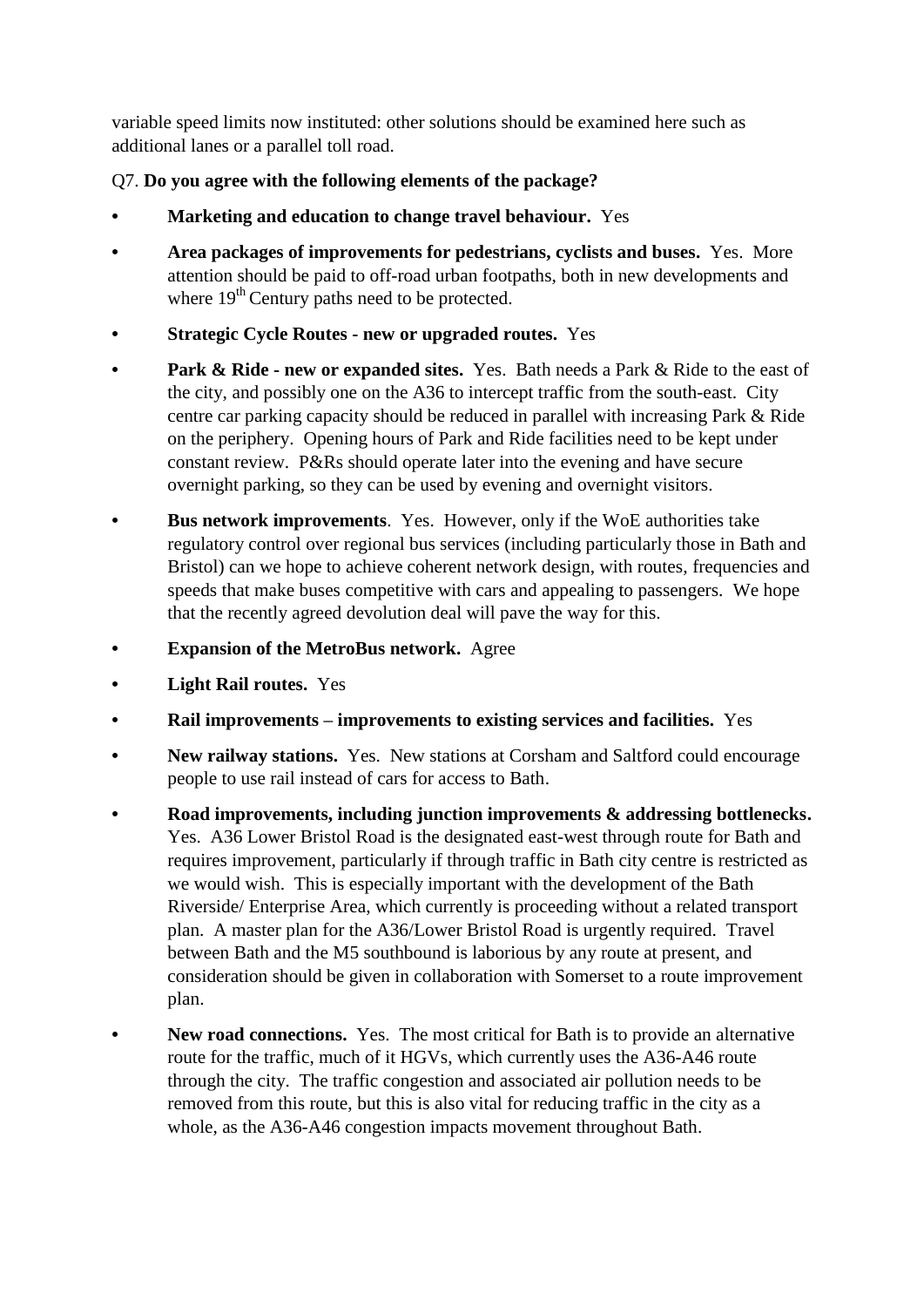variable speed limits now instituted: other solutions should be examined here such as additional lanes or a parallel toll road.

Q7. **Do you agree with the following elements of the package?**

- **Marketing and education to change travel behaviour.** Yes
- **Area packages of improvements for pedestrians, cyclists and buses.** Yes. More attention should be paid to off-road urban footpaths, both in new developments and where 19th Century paths need to be protected.
- **Strategic Cycle Routes - new or upgraded routes.** Yes
- **Park & Ride - new or expanded sites.** Yes. Bath needs a Park & Ride to the east of the city, and possibly one on the A36 to intercept traffic from the south-east. City centre car parking capacity should be reduced in parallel with increasing Park & Ride on the periphery. Opening hours of Park and Ride facilities need to be kept under constant review. P&Rs should operate later into the evening and have secure overnight parking, so they can be used by evening and overnight visitors.
- **Bus network improvements**. Yes. However, only if the WoE authorities take regulatory control over regional bus services (including particularly those in Bath and Bristol) can we hope to achieve coherent network design, with routes, frequencies and speeds that make buses competitive with cars and appealing to passengers. We hope that the recently agreed devolution deal will pave the way for this.
- **Expansion of the MetroBus network.** Agree
- **Light Rail routes.** Yes
- **Rail improvements – improvements to existing services and facilities.** Yes
- **New railway stations.** Yes. New stations at Corsham and Saltford could encourage people to use rail instead of cars for access to Bath.
- **Road improvements, including junction improvements & addressing bottlenecks.** Yes. A36 Lower Bristol Road is the designated east-west through route for Bath and requires improvement, particularly if through traffic in Bath city centre is restricted as we would wish. This is especially important with the development of the Bath Riverside/ Enterprise Area, which currently is proceeding without a related transport plan. A master plan for the A36/Lower Bristol Road is urgently required. Travel between Bath and the M5 southbound is laborious by any route at present, and consideration should be given in collaboration with Somerset to a route improvement plan.
- **New road connections.** Yes. The most critical for Bath is to provide an alternative route for the traffic, much of it HGVs, which currently uses the A36-A46 route through the city. The traffic congestion and associated air pollution needs to be removed from this route, but this is also vital for reducing traffic in the city as a whole, as the A36-A46 congestion impacts movement throughout Bath.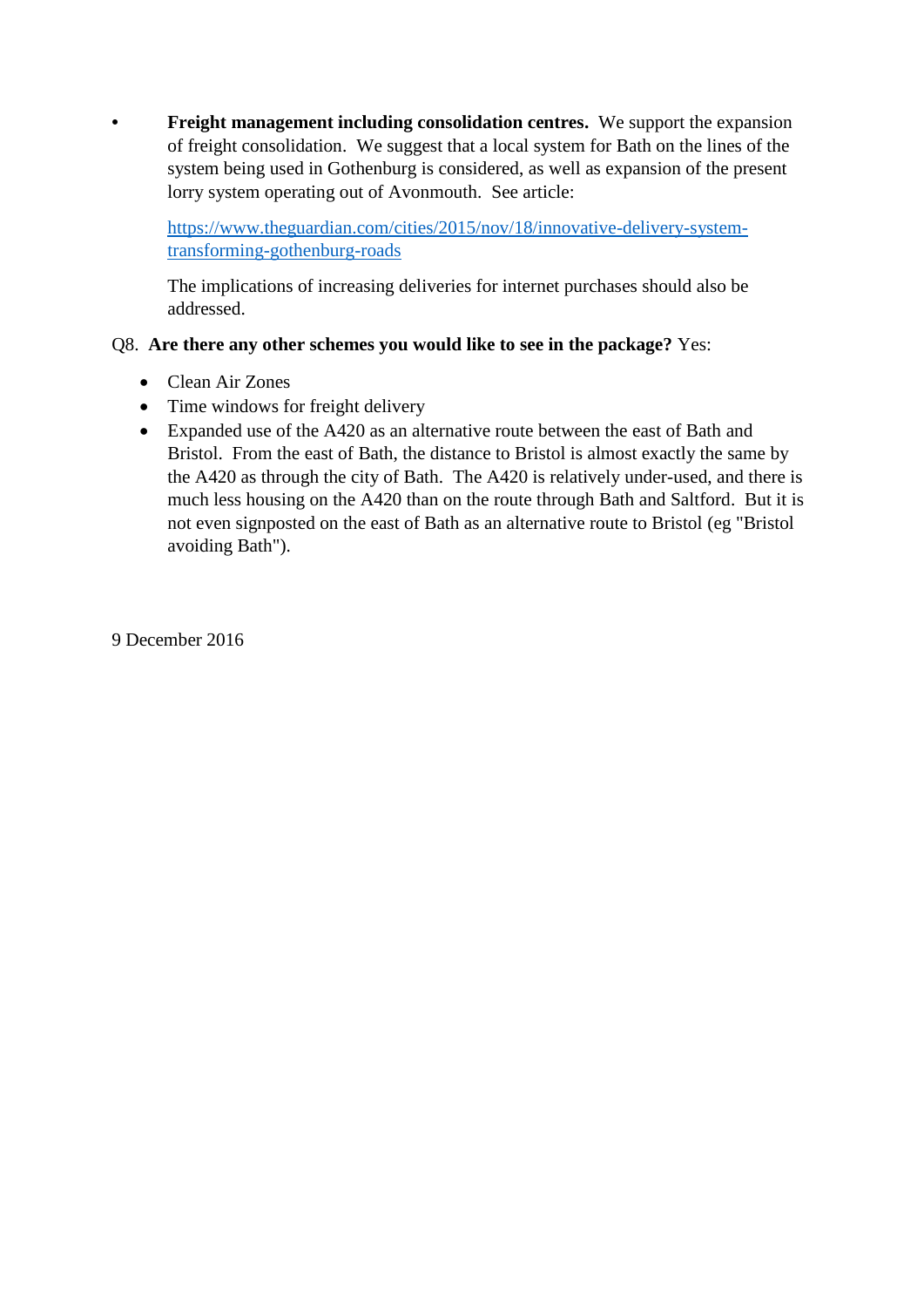- **Freight management including consolidation centres.** We support the expansion of freight consolidation. We suggest that a local system for Bath on the lines of the system being used in Gothenburg is considered, as well as expansion of the present lorry system operating out of Avonmouth. See article:

  https://www.theguardian.com/cities/2015/nov/18/innovative-delivery-system-transforming-gothenburg-roads

  The implications of increasing deliveries for internet purchases should also be addressed.

Q8. **Are there any other schemes you would like to see in the package?** Yes:

- Clean Air Zones
- Time windows for freight delivery
- Expanded use of the A420 as an alternative route between the east of Bath and Bristol. From the east of Bath, the distance to Bristol is almost exactly the same by the A420 as through the city of Bath. The A420 is relatively under-used, and there is much less housing on the A420 than on the route through Bath and Saltford. But it is not even signposted on the east of Bath as an alternative route to Bristol (eg "Bristol avoiding Bath").

9 December 2016